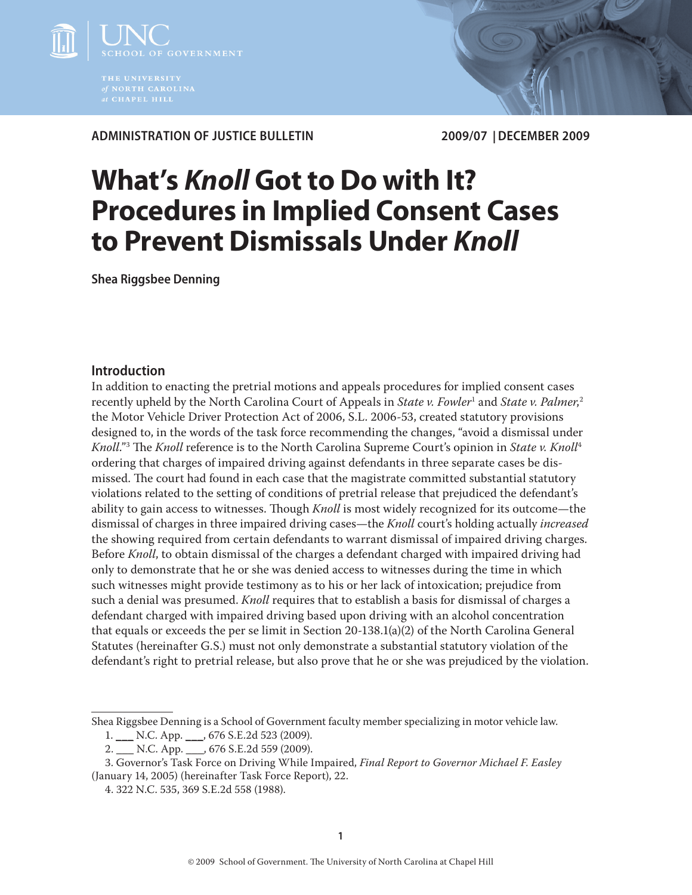UNC SCHOOL OF GOVERNMENT

THE UNIVERSITY *of* NORTH CAROLINA *at* CHAPEL HILL

**ADMINISTRATION OF JUSTICE BULLETIN** **2009/07 | DECEMBER 2009**

# What's *Knoll* Got to Do with It? Procedures in Implied Consent Cases to Prevent Dismissals Under *Knoll*

**Shea Riggsbee Denning**

## Introduction

In addition to enacting the pretrial motions and appeals procedures for implied consent cases recently upheld by the North Carolina Court of Appeals in *State v. Fowler*[1] and *State v. Palmer*,[2] the Motor Vehicle Driver Protection Act of 2006, S.L. 2006-53, created statutory provisions designed to, in the words of the task force recommending the changes, "avoid a dismissal under *Knoll*."[3] The *Knoll* reference is to the North Carolina Supreme Court's opinion in *State v. Knoll*[4] ordering that charges of impaired driving against defendants in three separate cases be dismissed. The court had found in each case that the magistrate committed substantial statutory violations related to the setting of conditions of pretrial release that prejudiced the defendant's ability to gain access to witnesses. Though *Knoll* is most widely recognized for its outcome—the dismissal of charges in three impaired driving cases—the *Knoll* court's holding actually *increased* the showing required from certain defendants to warrant dismissal of impaired driving charges. Before *Knoll*, to obtain dismissal of the charges a defendant charged with impaired driving had only to demonstrate that he or she was denied access to witnesses during the time in which such witnesses might provide testimony as to his or her lack of intoxication; prejudice from such a denial was presumed. *Knoll* requires that to establish a basis for dismissal of charges a defendant charged with impaired driving based upon driving with an alcohol concentration that equals or exceeds the per se limit in Section 20-138.1(a)(2) of the North Carolina General Statutes (hereinafter G.S.) must not only demonstrate a substantial statutory violation of the defendant's right to pretrial release, but also prove that he or she was prejudiced by the violation.

---

Shea Riggsbee Denning is a School of Government faculty member specializing in motor vehicle law.

1. ___ N.C. App. ___, 676 S.E.2d 523 (2009).

2. ___ N.C. App. ___, 676 S.E.2d 559 (2009).

3. Governor's Task Force on Driving While Impaired, *Final Report to Governor Michael F. Easley* (January 14, 2005) (hereinafter Task Force Report), 22.

4. 322 N.C. 535, 369 S.E.2d 558 (1988).

© 2009 School of Government. The University of North Carolina at Chapel Hill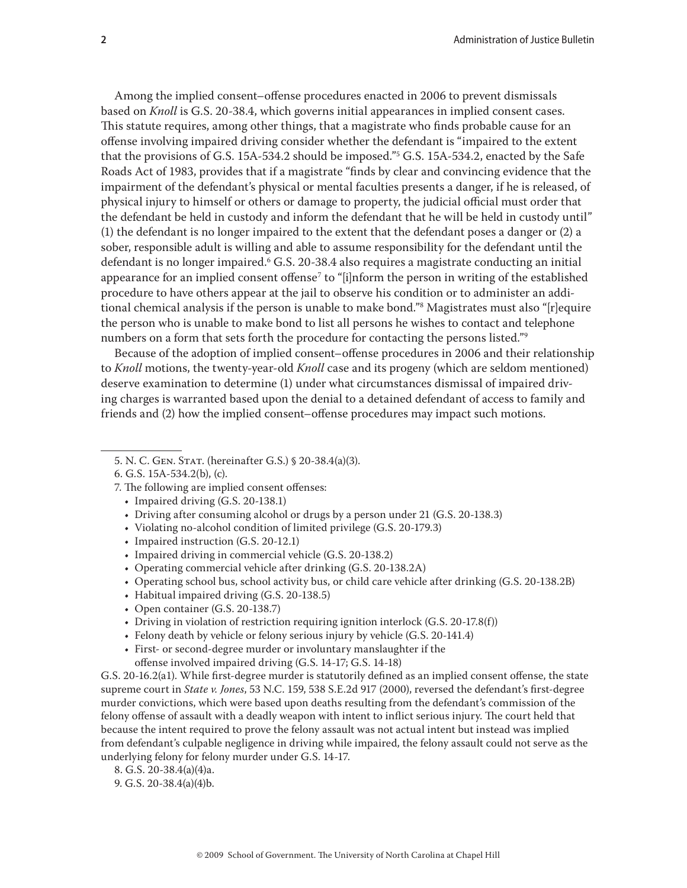Among the implied consent–offense procedures enacted in 2006 to prevent dismissals based on *Knoll* is G.S. 20-38.4, which governs initial appearances in implied consent cases. This statute requires, among other things, that a magistrate who finds probable cause for an offense involving impaired driving consider whether the defendant is "impaired to the extent that the provisions of G.S. 15A-534.2 should be imposed."[5] G.S. 15A-534.2, enacted by the Safe Roads Act of 1983, provides that if a magistrate "finds by clear and convincing evidence that the impairment of the defendant's physical or mental faculties presents a danger, if he is released, of physical injury to himself or others or damage to property, the judicial official must order that the defendant be held in custody and inform the defendant that he will be held in custody until" (1) the defendant is no longer impaired to the extent that the defendant poses a danger or (2) a sober, responsible adult is willing and able to assume responsibility for the defendant until the defendant is no longer impaired.[6] G.S. 20-38.4 also requires a magistrate conducting an initial appearance for an implied consent offense[7] to "[i]nform the person in writing of the established procedure to have others appear at the jail to observe his condition or to administer an additional chemical analysis if the person is unable to make bond."[8] Magistrates must also "[r]equire the person who is unable to make bond to list all persons he wishes to contact and telephone numbers on a form that sets forth the procedure for contacting the persons listed."[9]

Because of the adoption of implied consent–offense procedures in 2006 and their relationship to *Knoll* motions, the twenty-year-old *Knoll* case and its progeny (which are seldom mentioned) deserve examination to determine (1) under what circumstances dismissal of impaired driving charges is warranted based upon the denial to a detained defendant of access to family and friends and (2) how the implied consent–offense procedures may impact such motions.

---

5. N. C. Gen. Stat. (hereinafter G.S.) § 20-38.4(a)(3).

6. G.S. 15A-534.2(b), (c).

7. The following are implied consent offenses:
- Impaired driving (G.S. 20-138.1)
- Driving after consuming alcohol or drugs by a person under 21 (G.S. 20-138.3)
- Violating no-alcohol condition of limited privilege (G.S. 20-179.3)
- Impaired instruction (G.S. 20-12.1)
- Impaired driving in commercial vehicle (G.S. 20-138.2)
- Operating commercial vehicle after drinking (G.S. 20-138.2A)
- Operating school bus, school activity bus, or child care vehicle after drinking (G.S. 20-138.2B)
- Habitual impaired driving (G.S. 20-138.5)
- Open container (G.S. 20-138.7)
- Driving in violation of restriction requiring ignition interlock (G.S. 20-17.8(f))
- Felony death by vehicle or felony serious injury by vehicle (G.S. 20-141.4)
- First- or second-degree murder or involuntary manslaughter if the offense involved impaired driving (G.S. 14-17; G.S. 14-18)

G.S. 20-16.2(a1). While first-degree murder is statutorily defined as an implied consent offense, the state supreme court in *State v. Jones*, 53 N.C. 159, 538 S.E.2d 917 (2000), reversed the defendant's first-degree murder convictions, which were based upon deaths resulting from the defendant's commission of the felony offense of assault with a deadly weapon with intent to inflict serious injury. The court held that because the intent required to prove the felony assault was not actual intent but instead was implied from defendant's culpable negligence in driving while impaired, the felony assault could not serve as the underlying felony for felony murder under G.S. 14-17.

8. G.S. 20-38.4(a)(4)a.

9. G.S. 20-38.4(a)(4)b.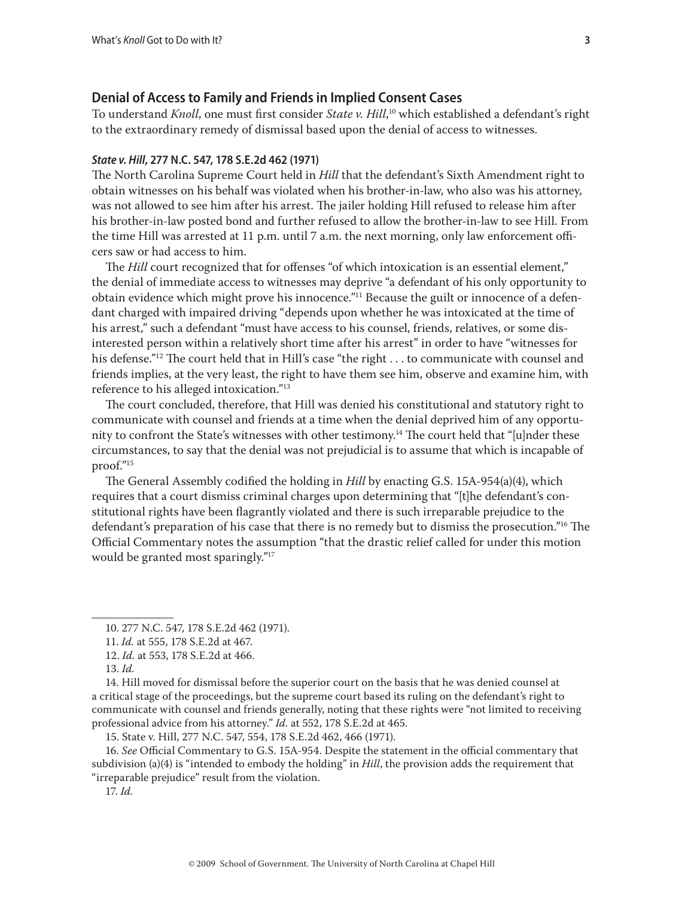## Denial of Access to Family and Friends in Implied Consent Cases

To understand *Knoll*, one must first consider *State v. Hill*,[10] which established a defendant's right to the extraordinary remedy of dismissal based upon the denial of access to witnesses.

### *State v. Hill*, 277 N.C. 547, 178 S.E.2d 462 (1971)

The North Carolina Supreme Court held in *Hill* that the defendant's Sixth Amendment right to obtain witnesses on his behalf was violated when his brother-in-law, who also was his attorney, was not allowed to see him after his arrest. The jailer holding Hill refused to release him after his brother-in-law posted bond and further refused to allow the brother-in-law to see Hill. From the time Hill was arrested at 11 p.m. until 7 a.m. the next morning, only law enforcement officers saw or had access to him.

The *Hill* court recognized that for offenses "of which intoxication is an essential element," the denial of immediate access to witnesses may deprive "a defendant of his only opportunity to obtain evidence which might prove his innocence."[11] Because the guilt or innocence of a defendant charged with impaired driving "depends upon whether he was intoxicated at the time of his arrest," such a defendant "must have access to his counsel, friends, relatives, or some disinterested person within a relatively short time after his arrest" in order to have "witnesses for his defense."[12] The court held that in Hill's case "the right . . . to communicate with counsel and friends implies, at the very least, the right to have them see him, observe and examine him, with reference to his alleged intoxication."[13]

The court concluded, therefore, that Hill was denied his constitutional and statutory right to communicate with counsel and friends at a time when the denial deprived him of any opportunity to confront the State's witnesses with other testimony.[14] The court held that "[u]nder these circumstances, to say that the denial was not prejudicial is to assume that which is incapable of proof."[15]

The General Assembly codified the holding in *Hill* by enacting G.S. 15A-954(a)(4), which requires that a court dismiss criminal charges upon determining that "[t]he defendant's constitutional rights have been flagrantly violated and there is such irreparable prejudice to the defendant's preparation of his case that there is no remedy but to dismiss the prosecution."[16] The Official Commentary notes the assumption "that the drastic relief called for under this motion would be granted most sparingly."[17]

---

10. 277 N.C. 547, 178 S.E.2d 462 (1971).

11. *Id.* at 555, 178 S.E.2d at 467.

12. *Id.* at 553, 178 S.E.2d at 466.

13. *Id.*

14. Hill moved for dismissal before the superior court on the basis that he was denied counsel at a critical stage of the proceedings, but the supreme court based its ruling on the defendant's right to communicate with counsel and friends generally, noting that these rights were "not limited to receiving professional advice from his attorney." *Id.* at 552, 178 S.E.2d at 465.

15. State v. Hill, 277 N.C. 547, 554, 178 S.E.2d 462, 466 (1971).

16. *See* Official Commentary to G.S. 15A-954. Despite the statement in the official commentary that subdivision (a)(4) is "intended to embody the holding" in *Hill*, the provision adds the requirement that "irreparable prejudice" result from the violation.

17. *Id.*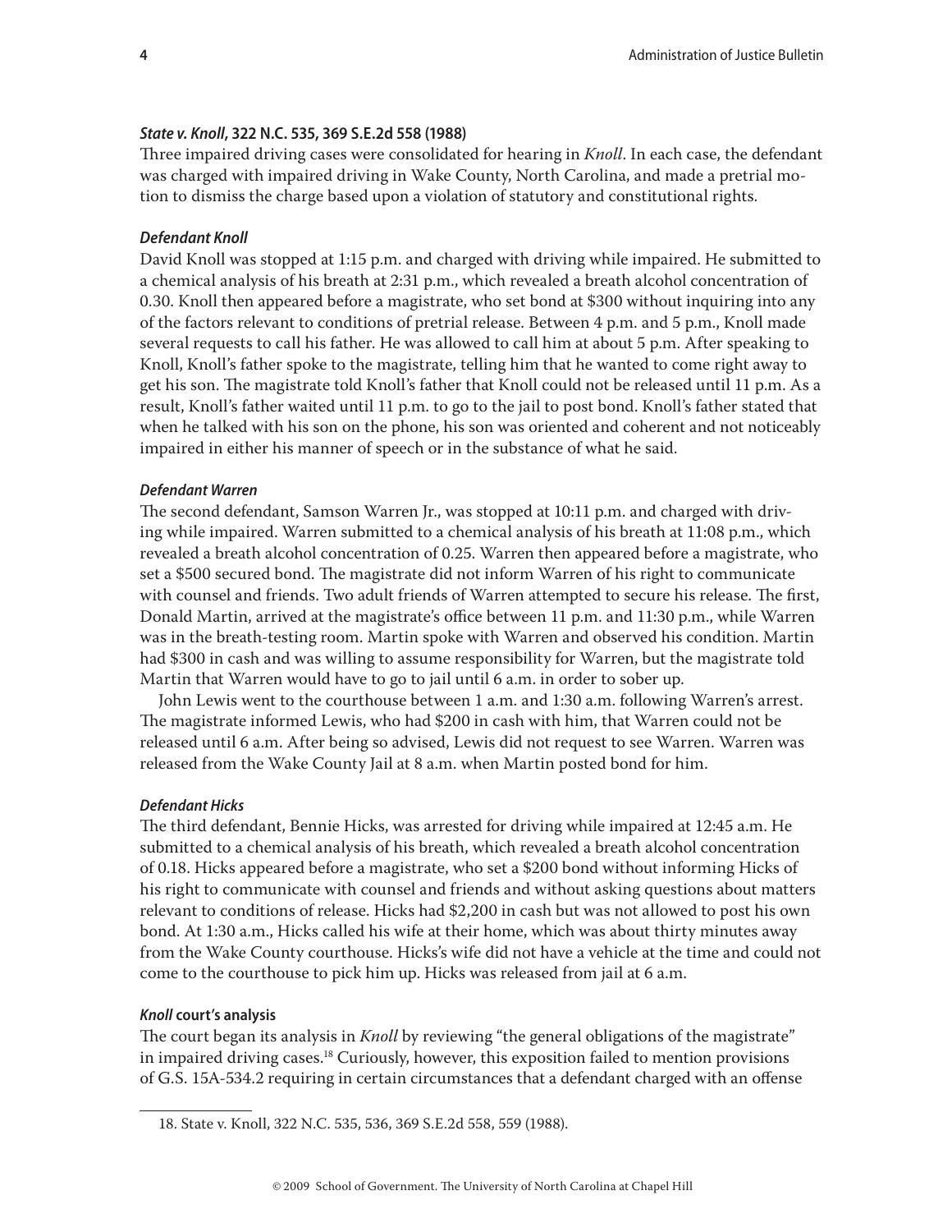***State v. Knoll*, 322 N.C. 535, 369 S.E.2d 558 (1988)**

Three impaired driving cases were consolidated for hearing in *Knoll*. In each case, the defendant was charged with impaired driving in Wake County, North Carolina, and made a pretrial motion to dismiss the charge based upon a violation of statutory and constitutional rights.

***Defendant Knoll***

David Knoll was stopped at 1:15 p.m. and charged with driving while impaired. He submitted to a chemical analysis of his breath at 2:31 p.m., which revealed a breath alcohol concentration of 0.30. Knoll then appeared before a magistrate, who set bond at $300 without inquiring into any of the factors relevant to conditions of pretrial release. Between 4 p.m. and 5 p.m., Knoll made several requests to call his father. He was allowed to call him at about 5 p.m. After speaking to Knoll, Knoll's father spoke to the magistrate, telling him that he wanted to come right away to get his son. The magistrate told Knoll's father that Knoll could not be released until 11 p.m. As a result, Knoll's father waited until 11 p.m. to go to the jail to post bond. Knoll's father stated that when he talked with his son on the phone, his son was oriented and coherent and not noticeably impaired in either his manner of speech or in the substance of what he said.

***Defendant Warren***

The second defendant, Samson Warren Jr., was stopped at 10:11 p.m. and charged with driving while impaired. Warren submitted to a chemical analysis of his breath at 11:08 p.m., which revealed a breath alcohol concentration of 0.25. Warren then appeared before a magistrate, who set a $500 secured bond. The magistrate did not inform Warren of his right to communicate with counsel and friends. Two adult friends of Warren attempted to secure his release. The first, Donald Martin, arrived at the magistrate's office between 11 p.m. and 11:30 p.m., while Warren was in the breath-testing room. Martin spoke with Warren and observed his condition. Martin had $300 in cash and was willing to assume responsibility for Warren, but the magistrate told Martin that Warren would have to go to jail until 6 a.m. in order to sober up.

John Lewis went to the courthouse between 1 a.m. and 1:30 a.m. following Warren's arrest. The magistrate informed Lewis, who had $200 in cash with him, that Warren could not be released until 6 a.m. After being so advised, Lewis did not request to see Warren. Warren was released from the Wake County Jail at 8 a.m. when Martin posted bond for him.

***Defendant Hicks***

The third defendant, Bennie Hicks, was arrested for driving while impaired at 12:45 a.m. He submitted to a chemical analysis of his breath, which revealed a breath alcohol concentration of 0.18. Hicks appeared before a magistrate, who set a $200 bond without informing Hicks of his right to communicate with counsel and friends and without asking questions about matters relevant to conditions of release. Hicks had $2,200 in cash but was not allowed to post his own bond. At 1:30 a.m., Hicks called his wife at their home, which was about thirty minutes away from the Wake County courthouse. Hicks's wife did not have a vehicle at the time and could not come to the courthouse to pick him up. Hicks was released from jail at 6 a.m.

***Knoll* court's analysis**

The court began its analysis in *Knoll* by reviewing "the general obligations of the magistrate" in impaired driving cases.[18] Curiously, however, this exposition failed to mention provisions of G.S. 15A-534.2 requiring in certain circumstances that a defendant charged with an offense

---

18. State v. Knoll, 322 N.C. 535, 536, 369 S.E.2d 558, 559 (1988).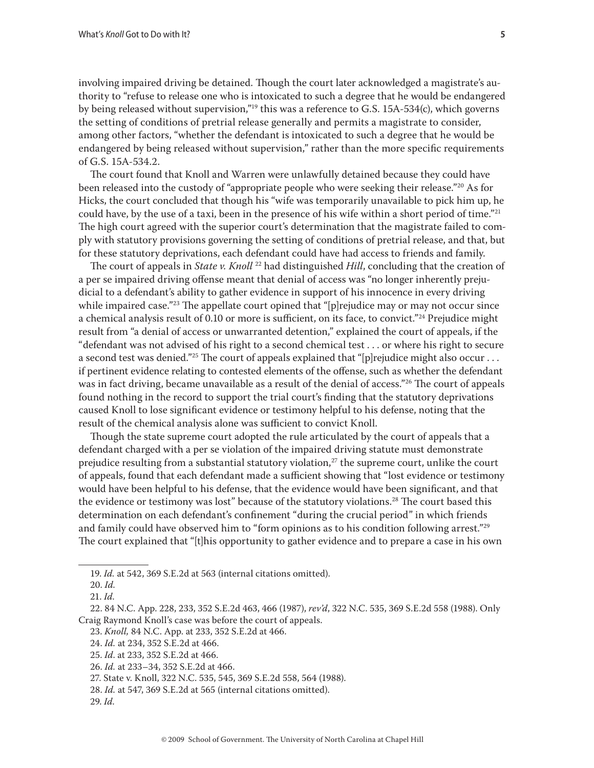involving impaired driving be detained. Though the court later acknowledged a magistrate's authority to "refuse to release one who is intoxicated to such a degree that he would be endangered by being released without supervision,"[19] this was a reference to G.S. 15A-534(c), which governs the setting of conditions of pretrial release generally and permits a magistrate to consider, among other factors, "whether the defendant is intoxicated to such a degree that he would be endangered by being released without supervision," rather than the more specific requirements of G.S. 15A-534.2.

The court found that Knoll and Warren were unlawfully detained because they could have been released into the custody of "appropriate people who were seeking their release."[20] As for Hicks, the court concluded that though his "wife was temporarily unavailable to pick him up, he could have, by the use of a taxi, been in the presence of his wife within a short period of time."[21] The high court agreed with the superior court's determination that the magistrate failed to comply with statutory provisions governing the setting of conditions of pretrial release, and that, but for these statutory deprivations, each defendant could have had access to friends and family.

The court of appeals in *State v. Knoll*[22] had distinguished *Hill*, concluding that the creation of a per se impaired driving offense meant that denial of access was "no longer inherently prejudicial to a defendant's ability to gather evidence in support of his innocence in every driving while impaired case."[23] The appellate court opined that "[p]rejudice may or may not occur since a chemical analysis result of 0.10 or more is sufficient, on its face, to convict."[24] Prejudice might result from "a denial of access or unwarranted detention," explained the court of appeals, if the "defendant was not advised of his right to a second chemical test . . . or where his right to secure a second test was denied."[25] The court of appeals explained that "[p]rejudice might also occur . . . if pertinent evidence relating to contested elements of the offense, such as whether the defendant was in fact driving, became unavailable as a result of the denial of access."[26] The court of appeals found nothing in the record to support the trial court's finding that the statutory deprivations caused Knoll to lose significant evidence or testimony helpful to his defense, noting that the result of the chemical analysis alone was sufficient to convict Knoll.

Though the state supreme court adopted the rule articulated by the court of appeals that a defendant charged with a per se violation of the impaired driving statute must demonstrate prejudice resulting from a substantial statutory violation,[27] the supreme court, unlike the court of appeals, found that each defendant made a sufficient showing that "lost evidence or testimony would have been helpful to his defense, that the evidence would have been significant, and that the evidence or testimony was lost" because of the statutory violations.[28] The court based this determination on each defendant's confinement "during the crucial period" in which friends and family could have observed him to "form opinions as to his condition following arrest."[29] The court explained that "[t]his opportunity to gather evidence and to prepare a case in his own

---

19. *Id.* at 542, 369 S.E.2d at 563 (internal citations omitted).

20. *Id.*

21. *Id.*

22. 84 N.C. App. 228, 233, 352 S.E.2d 463, 466 (1987), *rev'd*, 322 N.C. 535, 369 S.E.2d 558 (1988). Only Craig Raymond Knoll's case was before the court of appeals.

23. *Knoll,* 84 N.C. App. at 233, 352 S.E.2d at 466.

24. *Id.* at 234, 352 S.E.2d at 466.

25. *Id.* at 233, 352 S.E.2d at 466.

26. *Id.* at 233–34, 352 S.E.2d at 466.

27. State v. Knoll, 322 N.C. 535, 545, 369 S.E.2d 558, 564 (1988).

28. *Id.* at 547, 369 S.E.2d at 565 (internal citations omitted).

29. *Id.*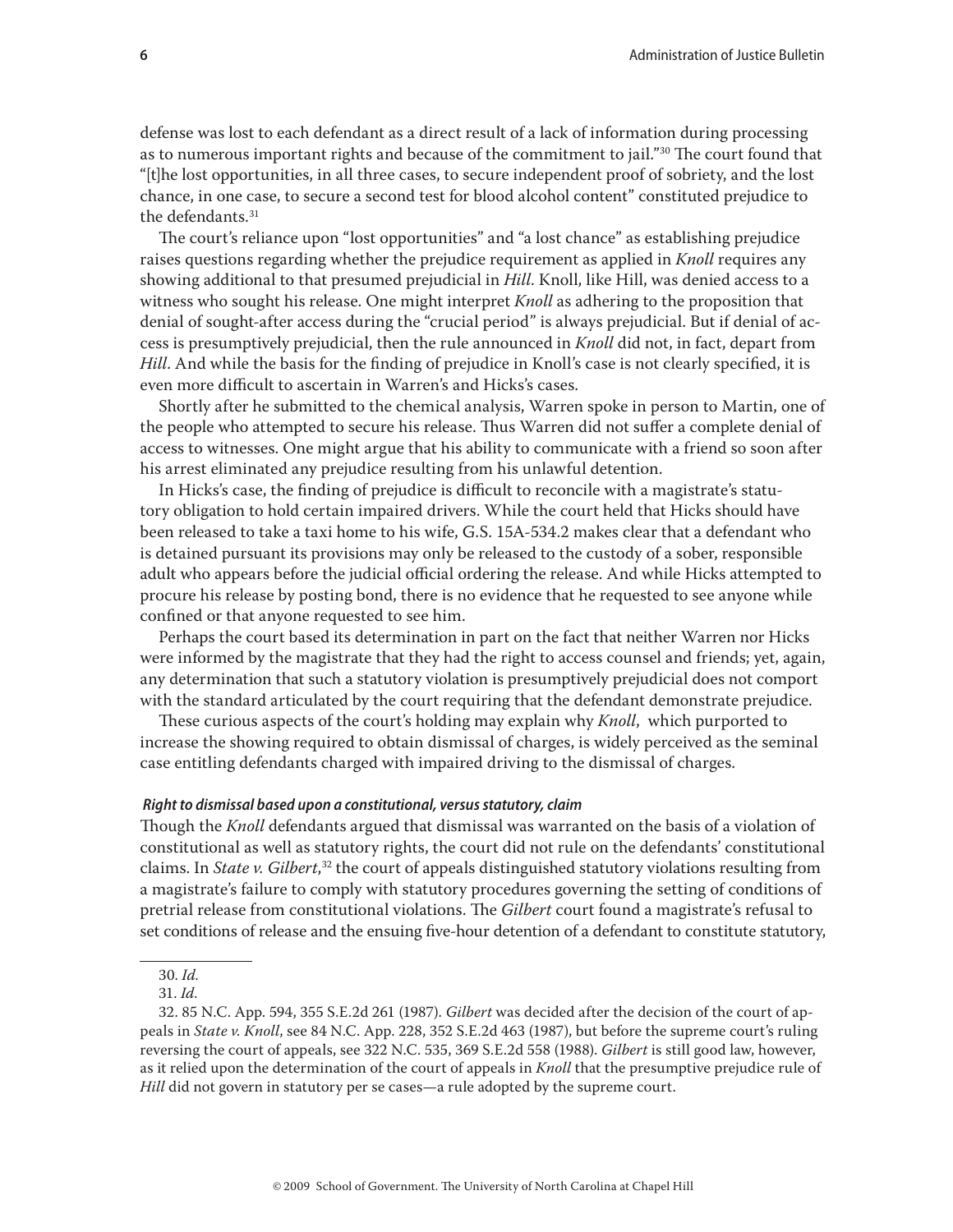defense was lost to each defendant as a direct result of a lack of information during processing as to numerous important rights and because of the commitment to jail."[30] The court found that "[t]he lost opportunities, in all three cases, to secure independent proof of sobriety, and the lost chance, in one case, to secure a second test for blood alcohol content" constituted prejudice to the defendants.[31]

The court's reliance upon "lost opportunities" and "a lost chance" as establishing prejudice raises questions regarding whether the prejudice requirement as applied in *Knoll* requires any showing additional to that presumed prejudicial in *Hill*. Knoll, like Hill, was denied access to a witness who sought his release. One might interpret *Knoll* as adhering to the proposition that denial of sought-after access during the "crucial period" is always prejudicial. But if denial of access is presumptively prejudicial, then the rule announced in *Knoll* did not, in fact, depart from *Hill*. And while the basis for the finding of prejudice in Knoll's case is not clearly specified, it is even more difficult to ascertain in Warren's and Hicks's cases.

Shortly after he submitted to the chemical analysis, Warren spoke in person to Martin, one of the people who attempted to secure his release. Thus Warren did not suffer a complete denial of access to witnesses. One might argue that his ability to communicate with a friend so soon after his arrest eliminated any prejudice resulting from his unlawful detention.

In Hicks's case, the finding of prejudice is difficult to reconcile with a magistrate's statutory obligation to hold certain impaired drivers. While the court held that Hicks should have been released to take a taxi home to his wife, G.S. 15A-534.2 makes clear that a defendant who is detained pursuant its provisions may only be released to the custody of a sober, responsible adult who appears before the judicial official ordering the release. And while Hicks attempted to procure his release by posting bond, there is no evidence that he requested to see anyone while confined or that anyone requested to see him.

Perhaps the court based its determination in part on the fact that neither Warren nor Hicks were informed by the magistrate that they had the right to access counsel and friends; yet, again, any determination that such a statutory violation is presumptively prejudicial does not comport with the standard articulated by the court requiring that the defendant demonstrate prejudice.

These curious aspects of the court's holding may explain why *Knoll*, which purported to increase the showing required to obtain dismissal of charges, is widely perceived as the seminal case entitling defendants charged with impaired driving to the dismissal of charges.

#### *Right to dismissal based upon a constitutional, versus statutory, claim*

Though the *Knoll* defendants argued that dismissal was warranted on the basis of a violation of constitutional as well as statutory rights, the court did not rule on the defendants' constitutional claims. In *State v. Gilbert*,[32] the court of appeals distinguished statutory violations resulting from a magistrate's failure to comply with statutory procedures governing the setting of conditions of pretrial release from constitutional violations. The *Gilbert* court found a magistrate's refusal to set conditions of release and the ensuing five-hour detention of a defendant to constitute statutory,

---

30. *Id.*

31. *Id.*

32. 85 N.C. App. 594, 355 S.E.2d 261 (1987). *Gilbert* was decided after the decision of the court of appeals in *State v. Knoll*, see 84 N.C. App. 228, 352 S.E.2d 463 (1987), but before the supreme court's ruling reversing the court of appeals, see 322 N.C. 535, 369 S.E.2d 558 (1988). *Gilbert* is still good law, however, as it relied upon the determination of the court of appeals in *Knoll* that the presumptive prejudice rule of *Hill* did not govern in statutory per se cases—a rule adopted by the supreme court.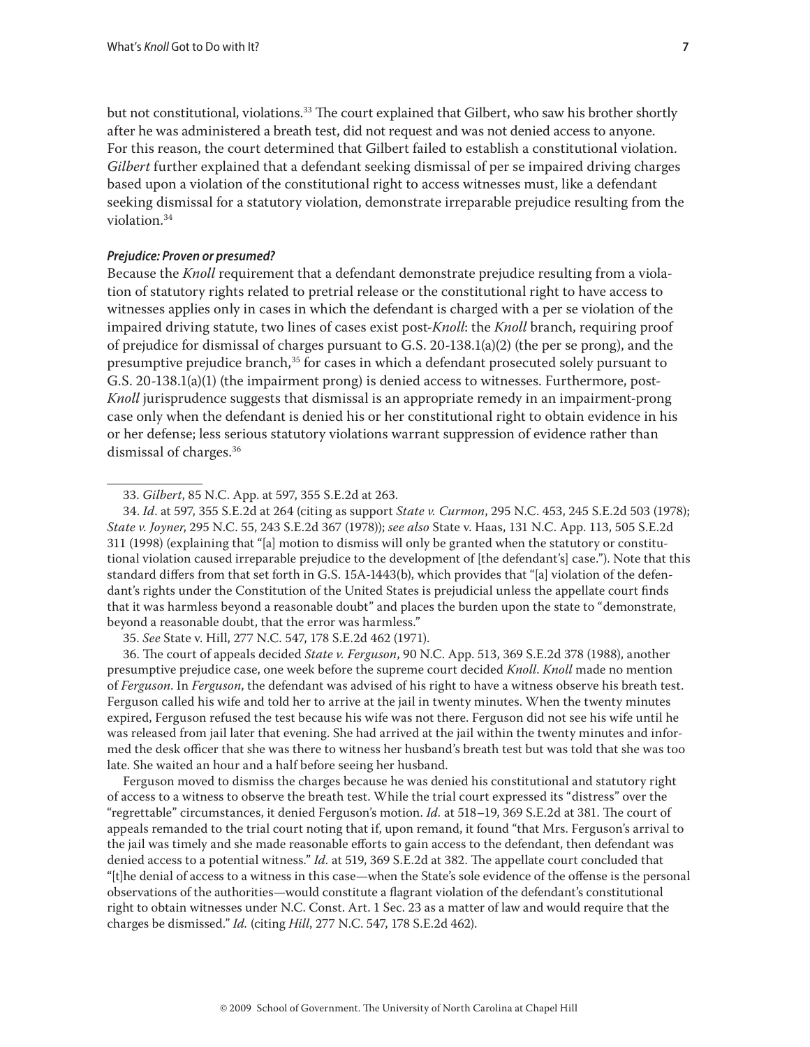but not constitutional, violations.[33] The court explained that Gilbert, who saw his brother shortly after he was administered a breath test, did not request and was not denied access to anyone. For this reason, the court determined that Gilbert failed to establish a constitutional violation. *Gilbert* further explained that a defendant seeking dismissal of per se impaired driving charges based upon a violation of the constitutional right to access witnesses must, like a defendant seeking dismissal for a statutory violation, demonstrate irreparable prejudice resulting from the violation.[34]

***Prejudice: Proven or presumed?***

Because the *Knoll* requirement that a defendant demonstrate prejudice resulting from a violation of statutory rights related to pretrial release or the constitutional right to have access to witnesses applies only in cases in which the defendant is charged with a per se violation of the impaired driving statute, two lines of cases exist post-*Knoll*: the *Knoll* branch, requiring proof of prejudice for dismissal of charges pursuant to G.S. 20-138.1(a)(2) (the per se prong), and the presumptive prejudice branch,[35] for cases in which a defendant prosecuted solely pursuant to G.S. 20-138.1(a)(1) (the impairment prong) is denied access to witnesses. Furthermore, post-*Knoll* jurisprudence suggests that dismissal is an appropriate remedy in an impairment-prong case only when the defendant is denied his or her constitutional right to obtain evidence in his or her defense; less serious statutory violations warrant suppression of evidence rather than dismissal of charges.[36]

---

33. *Gilbert*, 85 N.C. App. at 597, 355 S.E.2d at 263.

34. *Id*. at 597, 355 S.E.2d at 264 (citing as support *State v. Curmon*, 295 N.C. 453, 245 S.E.2d 503 (1978); *State v. Joyner*, 295 N.C. 55, 243 S.E.2d 367 (1978)); *see also* State v. Haas, 131 N.C. App. 113, 505 S.E.2d 311 (1998) (explaining that "[a] motion to dismiss will only be granted when the statutory or constitutional violation caused irreparable prejudice to the development of [the defendant's] case."). Note that this standard differs from that set forth in G.S. 15A-1443(b), which provides that "[a] violation of the defendant's rights under the Constitution of the United States is prejudicial unless the appellate court finds that it was harmless beyond a reasonable doubt" and places the burden upon the state to "demonstrate, beyond a reasonable doubt, that the error was harmless."

35. *See* State v. Hill, 277 N.C. 547, 178 S.E.2d 462 (1971).

36. The court of appeals decided *State v. Ferguson*, 90 N.C. App. 513, 369 S.E.2d 378 (1988), another presumptive prejudice case, one week before the supreme court decided *Knoll*. *Knoll* made no mention of *Ferguson*. In *Ferguson*, the defendant was advised of his right to have a witness observe his breath test. Ferguson called his wife and told her to arrive at the jail in twenty minutes. When the twenty minutes expired, Ferguson refused the test because his wife was not there. Ferguson did not see his wife until he was released from jail later that evening. She had arrived at the jail within the twenty minutes and informed the desk officer that she was there to witness her husband's breath test but was told that she was too late. She waited an hour and a half before seeing her husband.

Ferguson moved to dismiss the charges because he was denied his constitutional and statutory right of access to a witness to observe the breath test. While the trial court expressed its "distress" over the "regrettable" circumstances, it denied Ferguson's motion. *Id.* at 518–19, 369 S.E.2d at 381. The court of appeals remanded to the trial court noting that if, upon remand, it found "that Mrs. Ferguson's arrival to the jail was timely and she made reasonable efforts to gain access to the defendant, then defendant was denied access to a potential witness." *Id.* at 519, 369 S.E.2d at 382. The appellate court concluded that "[t]he denial of access to a witness in this case—when the State's sole evidence of the offense is the personal observations of the authorities—would constitute a flagrant violation of the defendant's constitutional right to obtain witnesses under N.C. Const. Art. 1 Sec. 23 as a matter of law and would require that the charges be dismissed." *Id.* (citing *Hill*, 277 N.C. 547, 178 S.E.2d 462).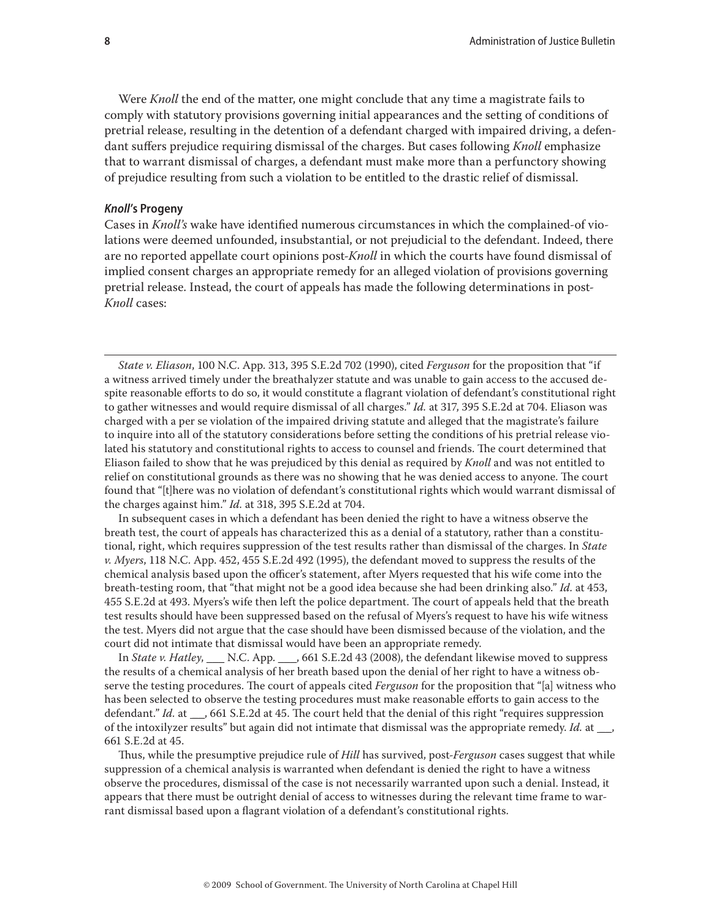Were *Knoll* the end of the matter, one might conclude that any time a magistrate fails to comply with statutory provisions governing initial appearances and the setting of conditions of pretrial release, resulting in the detention of a defendant charged with impaired driving, a defendant suffers prejudice requiring dismissal of the charges. But cases following *Knoll* emphasize that to warrant dismissal of charges, a defendant must make more than a perfunctory showing of prejudice resulting from such a violation to be entitled to the drastic relief of dismissal.

### *Knoll*'s Progeny

Cases in *Knoll's* wake have identified numerous circumstances in which the complained-of violations were deemed unfounded, insubstantial, or not prejudicial to the defendant. Indeed, there are no reported appellate court opinions post-*Knoll* in which the courts have found dismissal of implied consent charges an appropriate remedy for an alleged violation of provisions governing pretrial release. Instead, the court of appeals has made the following determinations in post-*Knoll* cases:

---

*State v. Eliason*, 100 N.C. App. 313, 395 S.E.2d 702 (1990), cited *Ferguson* for the proposition that "if a witness arrived timely under the breathalyzer statute and was unable to gain access to the accused despite reasonable efforts to do so, it would constitute a flagrant violation of defendant's constitutional right to gather witnesses and would require dismissal of all charges." *Id.* at 317, 395 S.E.2d at 704. Eliason was charged with a per se violation of the impaired driving statute and alleged that the magistrate's failure to inquire into all of the statutory considerations before setting the conditions of his pretrial release violated his statutory and constitutional rights to access to counsel and friends. The court determined that Eliason failed to show that he was prejudiced by this denial as required by *Knoll* and was not entitled to relief on constitutional grounds as there was no showing that he was denied access to anyone. The court found that "[t]here was no violation of defendant's constitutional rights which would warrant dismissal of the charges against him." *Id.* at 318, 395 S.E.2d at 704.

In subsequent cases in which a defendant has been denied the right to have a witness observe the breath test, the court of appeals has characterized this as a denial of a statutory, rather than a constitutional, right, which requires suppression of the test results rather than dismissal of the charges. In *State v. Myers*, 118 N.C. App. 452, 455 S.E.2d 492 (1995), the defendant moved to suppress the results of the chemical analysis based upon the officer's statement, after Myers requested that his wife come into the breath-testing room, that "that might not be a good idea because she had been drinking also." *Id.* at 453, 455 S.E.2d at 493. Myers's wife then left the police department. The court of appeals held that the breath test results should have been suppressed based on the refusal of Myers's request to have his wife witness the test. Myers did not argue that the case should have been dismissed because of the violation, and the court did not intimate that dismissal would have been an appropriate remedy.

In *State v. Hatley*, ___ N.C. App. ___, 661 S.E.2d 43 (2008), the defendant likewise moved to suppress the results of a chemical analysis of her breath based upon the denial of her right to have a witness observe the testing procedures. The court of appeals cited *Ferguson* for the proposition that "[a] witness who has been selected to observe the testing procedures must make reasonable efforts to gain access to the defendant." *Id.* at ___, 661 S.E.2d at 45. The court held that the denial of this right "requires suppression of the intoxilyzer results" but again did not intimate that dismissal was the appropriate remedy. *Id.* at ___, 661 S.E.2d at 45.

Thus, while the presumptive prejudice rule of *Hill* has survived, post-*Ferguson* cases suggest that while suppression of a chemical analysis is warranted when defendant is denied the right to have a witness observe the procedures, dismissal of the case is not necessarily warranted upon such a denial. Instead, it appears that there must be outright denial of access to witnesses during the relevant time frame to warrant dismissal based upon a flagrant violation of a defendant's constitutional rights.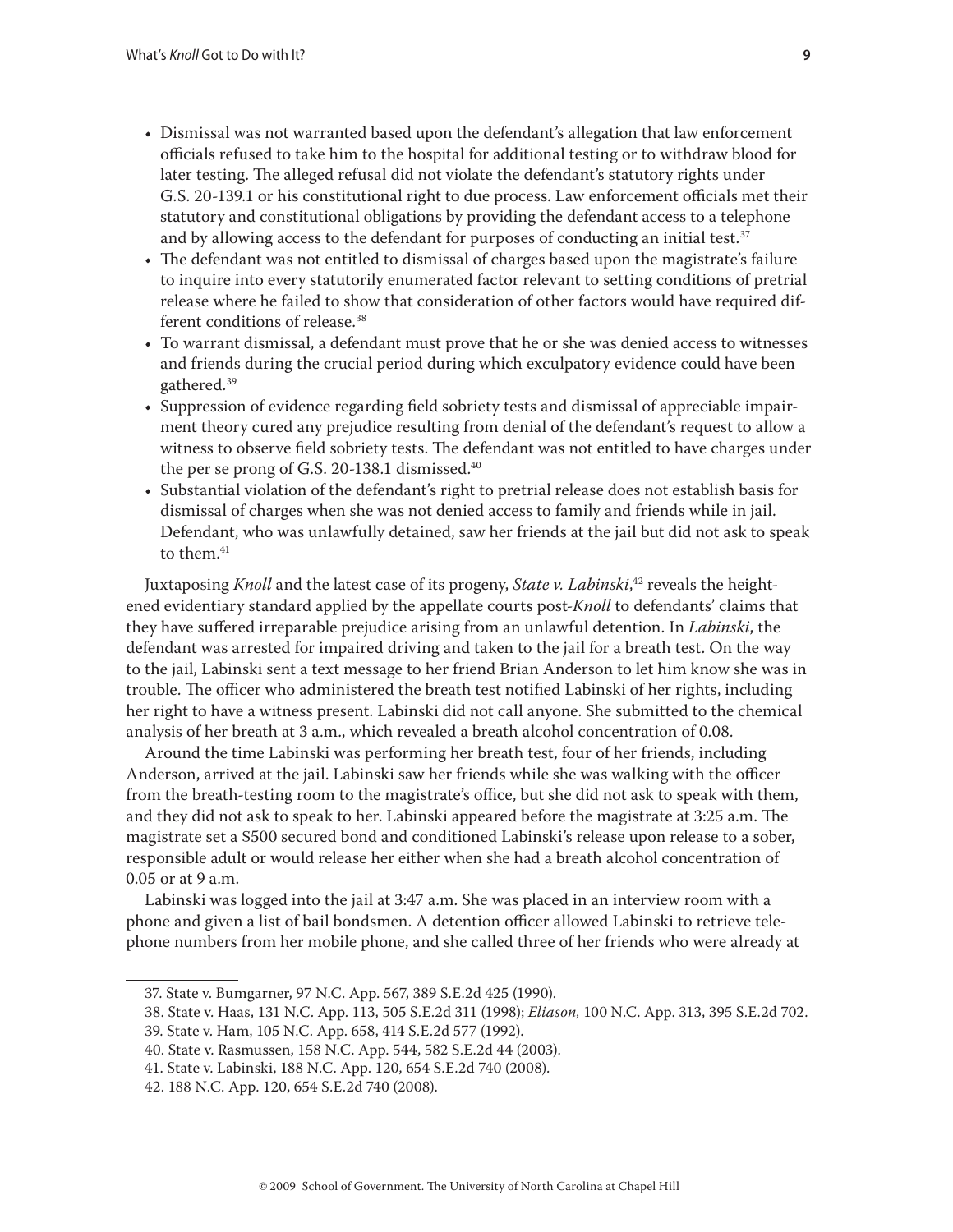- Dismissal was not warranted based upon the defendant's allegation that law enforcement officials refused to take him to the hospital for additional testing or to withdraw blood for later testing. The alleged refusal did not violate the defendant's statutory rights under G.S. 20-139.1 or his constitutional right to due process. Law enforcement officials met their statutory and constitutional obligations by providing the defendant access to a telephone and by allowing access to the defendant for purposes of conducting an initial test.[37]
- The defendant was not entitled to dismissal of charges based upon the magistrate's failure to inquire into every statutorily enumerated factor relevant to setting conditions of pretrial release where he failed to show that consideration of other factors would have required different conditions of release.[38]
- To warrant dismissal, a defendant must prove that he or she was denied access to witnesses and friends during the crucial period during which exculpatory evidence could have been gathered.[39]
- Suppression of evidence regarding field sobriety tests and dismissal of appreciable impairment theory cured any prejudice resulting from denial of the defendant's request to allow a witness to observe field sobriety tests. The defendant was not entitled to have charges under the per se prong of G.S. 20-138.1 dismissed.[40]
- Substantial violation of the defendant's right to pretrial release does not establish basis for dismissal of charges when she was not denied access to family and friends while in jail. Defendant, who was unlawfully detained, saw her friends at the jail but did not ask to speak to them.[41]

Juxtaposing *Knoll* and the latest case of its progeny, *State v. Labinski*,[42] reveals the heightened evidentiary standard applied by the appellate courts post-*Knoll* to defendants' claims that they have suffered irreparable prejudice arising from an unlawful detention. In *Labinski*, the defendant was arrested for impaired driving and taken to the jail for a breath test. On the way to the jail, Labinski sent a text message to her friend Brian Anderson to let him know she was in trouble. The officer who administered the breath test notified Labinski of her rights, including her right to have a witness present. Labinski did not call anyone. She submitted to the chemical analysis of her breath at 3 a.m., which revealed a breath alcohol concentration of 0.08.

Around the time Labinski was performing her breath test, four of her friends, including Anderson, arrived at the jail. Labinski saw her friends while she was walking with the officer from the breath-testing room to the magistrate's office, but she did not ask to speak with them, and they did not ask to speak to her. Labinski appeared before the magistrate at 3:25 a.m. The magistrate set a $500 secured bond and conditioned Labinski's release upon release to a sober, responsible adult or would release her either when she had a breath alcohol concentration of 0.05 or at 9 a.m.

Labinski was logged into the jail at 3:47 a.m. She was placed in an interview room with a phone and given a list of bail bondsmen. A detention officer allowed Labinski to retrieve telephone numbers from her mobile phone, and she called three of her friends who were already at

---

37. State v. Bumgarner, 97 N.C. App. 567, 389 S.E.2d 425 (1990).

38. State v. Haas, 131 N.C. App. 113, 505 S.E.2d 311 (1998); *Eliason*, 100 N.C. App. 313, 395 S.E.2d 702.

39. State v. Ham, 105 N.C. App. 658, 414 S.E.2d 577 (1992).

40. State v. Rasmussen, 158 N.C. App. 544, 582 S.E.2d 44 (2003).

41. State v. Labinski, 188 N.C. App. 120, 654 S.E.2d 740 (2008).

42. 188 N.C. App. 120, 654 S.E.2d 740 (2008).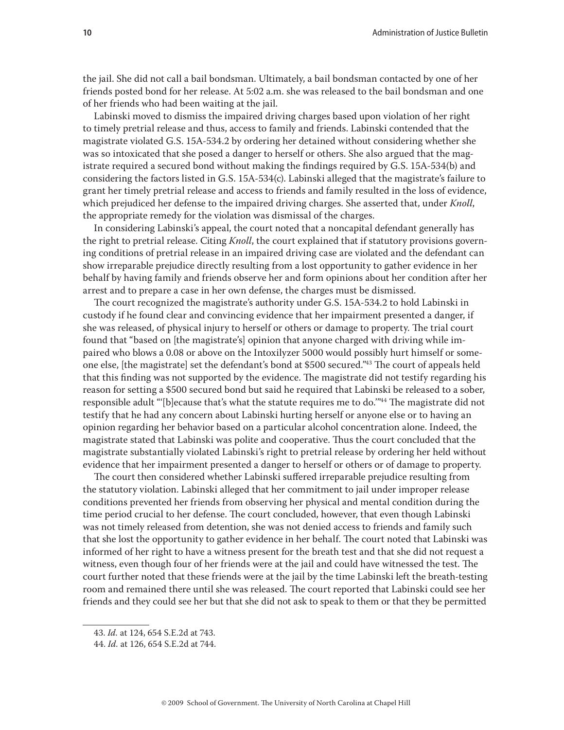the jail. She did not call a bail bondsman. Ultimately, a bail bondsman contacted by one of her friends posted bond for her release. At 5:02 a.m. she was released to the bail bondsman and one of her friends who had been waiting at the jail.

Labinski moved to dismiss the impaired driving charges based upon violation of her right to timely pretrial release and thus, access to family and friends. Labinski contended that the magistrate violated G.S. 15A-534.2 by ordering her detained without considering whether she was so intoxicated that she posed a danger to herself or others. She also argued that the magistrate required a secured bond without making the findings required by G.S. 15A-534(b) and considering the factors listed in G.S. 15A-534(c). Labinski alleged that the magistrate's failure to grant her timely pretrial release and access to friends and family resulted in the loss of evidence, which prejudiced her defense to the impaired driving charges. She asserted that, under *Knoll*, the appropriate remedy for the violation was dismissal of the charges.

In considering Labinski's appeal, the court noted that a noncapital defendant generally has the right to pretrial release. Citing *Knoll*, the court explained that if statutory provisions governing conditions of pretrial release in an impaired driving case are violated and the defendant can show irreparable prejudice directly resulting from a lost opportunity to gather evidence in her behalf by having family and friends observe her and form opinions about her condition after her arrest and to prepare a case in her own defense, the charges must be dismissed.

The court recognized the magistrate's authority under G.S. 15A-534.2 to hold Labinski in custody if he found clear and convincing evidence that her impairment presented a danger, if she was released, of physical injury to herself or others or damage to property. The trial court found that "based on [the magistrate's] opinion that anyone charged with driving while impaired who blows a 0.08 or above on the Intoxilyzer 5000 would possibly hurt himself or someone else, [the magistrate] set the defendant's bond at $500 secured."[43] The court of appeals held that this finding was not supported by the evidence. The magistrate did not testify regarding his reason for setting a $500 secured bond but said he required that Labinski be released to a sober, responsible adult "'[b]ecause that's what the statute requires me to do.'"[44] The magistrate did not testify that he had any concern about Labinski hurting herself or anyone else or to having an opinion regarding her behavior based on a particular alcohol concentration alone. Indeed, the magistrate stated that Labinski was polite and cooperative. Thus the court concluded that the magistrate substantially violated Labinski's right to pretrial release by ordering her held without evidence that her impairment presented a danger to herself or others or of damage to property.

The court then considered whether Labinski suffered irreparable prejudice resulting from the statutory violation. Labinski alleged that her commitment to jail under improper release conditions prevented her friends from observing her physical and mental condition during the time period crucial to her defense. The court concluded, however, that even though Labinski was not timely released from detention, she was not denied access to friends and family such that she lost the opportunity to gather evidence in her behalf. The court noted that Labinski was informed of her right to have a witness present for the breath test and that she did not request a witness, even though four of her friends were at the jail and could have witnessed the test. The court further noted that these friends were at the jail by the time Labinski left the breath-testing room and remained there until she was released. The court reported that Labinski could see her friends and they could see her but that she did not ask to speak to them or that they be permitted

---

43. *Id.* at 124, 654 S.E.2d at 743.

44. *Id.* at 126, 654 S.E.2d at 744.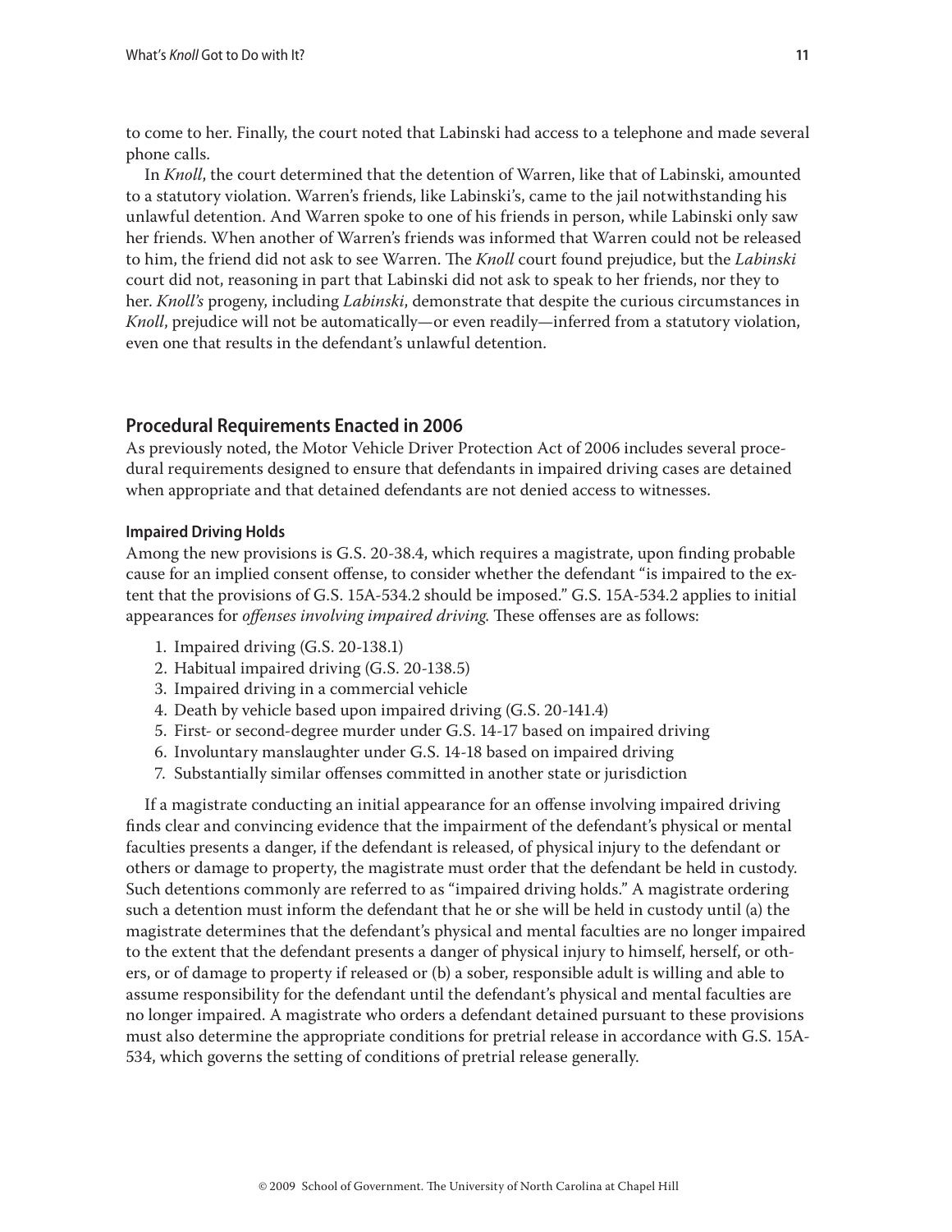to come to her. Finally, the court noted that Labinski had access to a telephone and made several phone calls.

In *Knoll*, the court determined that the detention of Warren, like that of Labinski, amounted to a statutory violation. Warren's friends, like Labinski's, came to the jail notwithstanding his unlawful detention. And Warren spoke to one of his friends in person, while Labinski only saw her friends. When another of Warren's friends was informed that Warren could not be released to him, the friend did not ask to see Warren. The *Knoll* court found prejudice, but the *Labinski* court did not, reasoning in part that Labinski did not ask to speak to her friends, nor they to her. *Knoll's* progeny, including *Labinski*, demonstrate that despite the curious circumstances in *Knoll*, prejudice will not be automatically—or even readily—inferred from a statutory violation, even one that results in the defendant's unlawful detention.

## Procedural Requirements Enacted in 2006

As previously noted, the Motor Vehicle Driver Protection Act of 2006 includes several procedural requirements designed to ensure that defendants in impaired driving cases are detained when appropriate and that detained defendants are not denied access to witnesses.

### Impaired Driving Holds

Among the new provisions is G.S. 20-38.4, which requires a magistrate, upon finding probable cause for an implied consent offense, to consider whether the defendant "is impaired to the extent that the provisions of G.S. 15A-534.2 should be imposed." G.S. 15A-534.2 applies to initial appearances for *offenses involving impaired driving.* These offenses are as follows:

1. Impaired driving (G.S. 20-138.1)
2. Habitual impaired driving (G.S. 20-138.5)
3. Impaired driving in a commercial vehicle
4. Death by vehicle based upon impaired driving (G.S. 20-141.4)
5. First- or second-degree murder under G.S. 14-17 based on impaired driving
6. Involuntary manslaughter under G.S. 14-18 based on impaired driving
7. Substantially similar offenses committed in another state or jurisdiction

If a magistrate conducting an initial appearance for an offense involving impaired driving finds clear and convincing evidence that the impairment of the defendant's physical or mental faculties presents a danger, if the defendant is released, of physical injury to the defendant or others or damage to property, the magistrate must order that the defendant be held in custody. Such detentions commonly are referred to as "impaired driving holds." A magistrate ordering such a detention must inform the defendant that he or she will be held in custody until (a) the magistrate determines that the defendant's physical and mental faculties are no longer impaired to the extent that the defendant presents a danger of physical injury to himself, herself, or others, or of damage to property if released or (b) a sober, responsible adult is willing and able to assume responsibility for the defendant until the defendant's physical and mental faculties are no longer impaired. A magistrate who orders a defendant detained pursuant to these provisions must also determine the appropriate conditions for pretrial release in accordance with G.S. 15A-534, which governs the setting of conditions of pretrial release generally.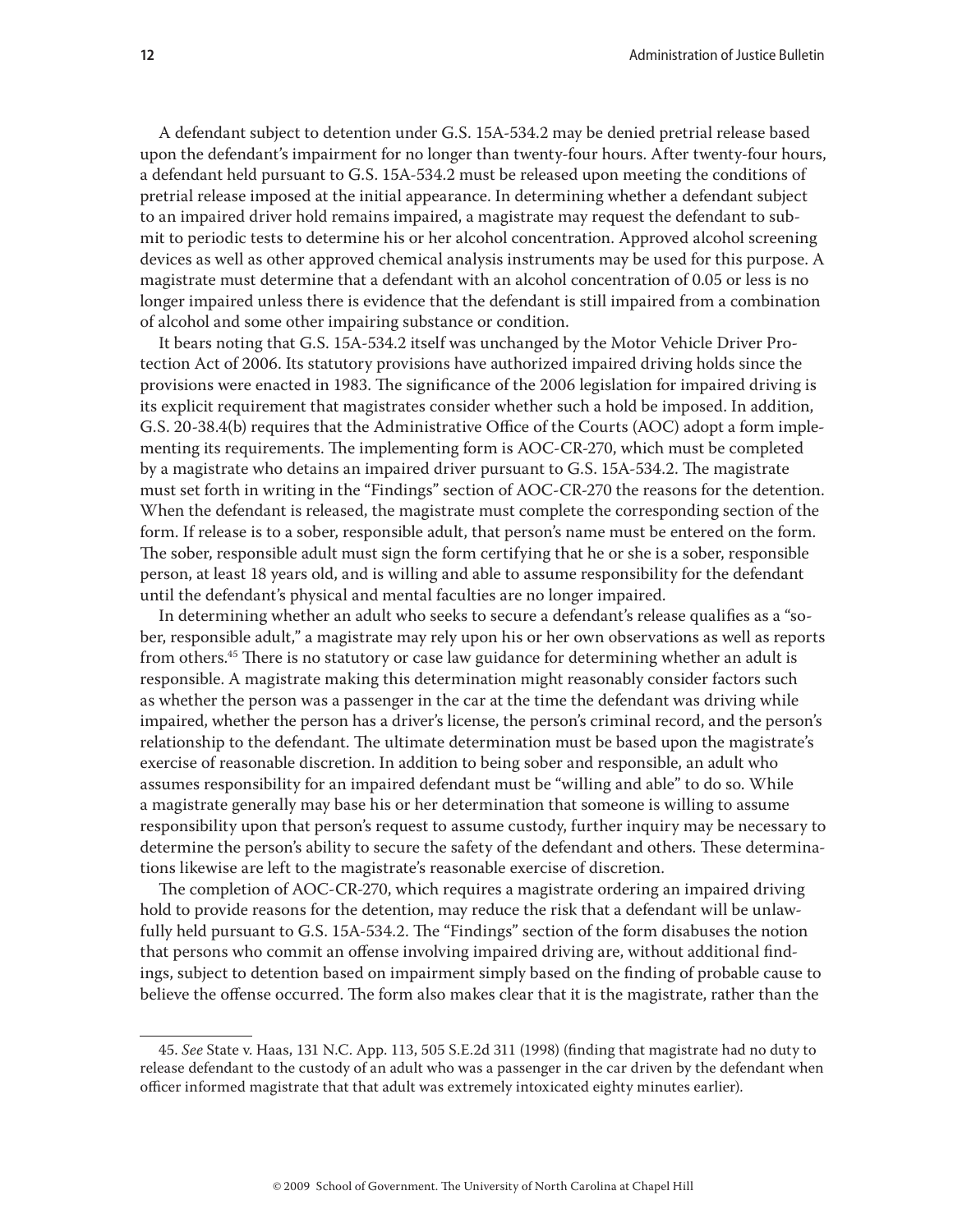A defendant subject to detention under G.S. 15A-534.2 may be denied pretrial release based upon the defendant's impairment for no longer than twenty-four hours. After twenty-four hours, a defendant held pursuant to G.S. 15A-534.2 must be released upon meeting the conditions of pretrial release imposed at the initial appearance. In determining whether a defendant subject to an impaired driver hold remains impaired, a magistrate may request the defendant to submit to periodic tests to determine his or her alcohol concentration. Approved alcohol screening devices as well as other approved chemical analysis instruments may be used for this purpose. A magistrate must determine that a defendant with an alcohol concentration of 0.05 or less is no longer impaired unless there is evidence that the defendant is still impaired from a combination of alcohol and some other impairing substance or condition.

It bears noting that G.S. 15A-534.2 itself was unchanged by the Motor Vehicle Driver Protection Act of 2006. Its statutory provisions have authorized impaired driving holds since the provisions were enacted in 1983. The significance of the 2006 legislation for impaired driving is its explicit requirement that magistrates consider whether such a hold be imposed. In addition, G.S. 20-38.4(b) requires that the Administrative Office of the Courts (AOC) adopt a form implementing its requirements. The implementing form is AOC-CR-270, which must be completed by a magistrate who detains an impaired driver pursuant to G.S. 15A-534.2. The magistrate must set forth in writing in the "Findings" section of AOC-CR-270 the reasons for the detention. When the defendant is released, the magistrate must complete the corresponding section of the form. If release is to a sober, responsible adult, that person's name must be entered on the form. The sober, responsible adult must sign the form certifying that he or she is a sober, responsible person, at least 18 years old, and is willing and able to assume responsibility for the defendant until the defendant's physical and mental faculties are no longer impaired.

In determining whether an adult who seeks to secure a defendant's release qualifies as a "sober, responsible adult," a magistrate may rely upon his or her own observations as well as reports from others.[45] There is no statutory or case law guidance for determining whether an adult is responsible. A magistrate making this determination might reasonably consider factors such as whether the person was a passenger in the car at the time the defendant was driving while impaired, whether the person has a driver's license, the person's criminal record, and the person's relationship to the defendant. The ultimate determination must be based upon the magistrate's exercise of reasonable discretion. In addition to being sober and responsible, an adult who assumes responsibility for an impaired defendant must be "willing and able" to do so. While a magistrate generally may base his or her determination that someone is willing to assume responsibility upon that person's request to assume custody, further inquiry may be necessary to determine the person's ability to secure the safety of the defendant and others. These determinations likewise are left to the magistrate's reasonable exercise of discretion.

The completion of AOC-CR-270, which requires a magistrate ordering an impaired driving hold to provide reasons for the detention, may reduce the risk that a defendant will be unlawfully held pursuant to G.S. 15A-534.2. The "Findings" section of the form disabuses the notion that persons who commit an offense involving impaired driving are, without additional findings, subject to detention based on impairment simply based on the finding of probable cause to believe the offense occurred. The form also makes clear that it is the magistrate, rather than the

---

45. *See* State v. Haas, 131 N.C. App. 113, 505 S.E.2d 311 (1998) (finding that magistrate had no duty to release defendant to the custody of an adult who was a passenger in the car driven by the defendant when officer informed magistrate that that adult was extremely intoxicated eighty minutes earlier).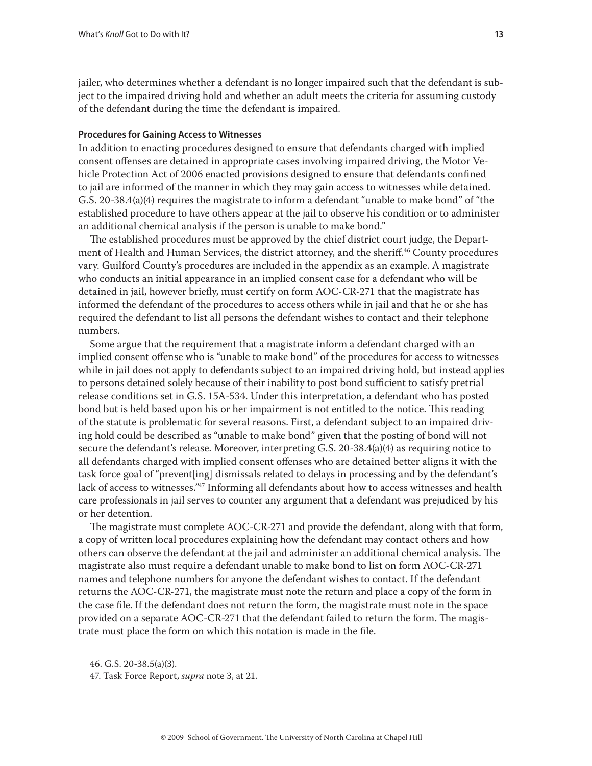jailer, who determines whether a defendant is no longer impaired such that the defendant is subject to the impaired driving hold and whether an adult meets the criteria for assuming custody of the defendant during the time the defendant is impaired.

#### Procedures for Gaining Access to Witnesses

In addition to enacting procedures designed to ensure that defendants charged with implied consent offenses are detained in appropriate cases involving impaired driving, the Motor Vehicle Protection Act of 2006 enacted provisions designed to ensure that defendants confined to jail are informed of the manner in which they may gain access to witnesses while detained. G.S. 20-38.4(a)(4) requires the magistrate to inform a defendant "unable to make bond" of "the established procedure to have others appear at the jail to observe his condition or to administer an additional chemical analysis if the person is unable to make bond."

The established procedures must be approved by the chief district court judge, the Department of Health and Human Services, the district attorney, and the sheriff.[46] County procedures vary. Guilford County's procedures are included in the appendix as an example. A magistrate who conducts an initial appearance in an implied consent case for a defendant who will be detained in jail, however briefly, must certify on form AOC-CR-271 that the magistrate has informed the defendant of the procedures to access others while in jail and that he or she has required the defendant to list all persons the defendant wishes to contact and their telephone numbers.

Some argue that the requirement that a magistrate inform a defendant charged with an implied consent offense who is "unable to make bond" of the procedures for access to witnesses while in jail does not apply to defendants subject to an impaired driving hold, but instead applies to persons detained solely because of their inability to post bond sufficient to satisfy pretrial release conditions set in G.S. 15A-534. Under this interpretation, a defendant who has posted bond but is held based upon his or her impairment is not entitled to the notice. This reading of the statute is problematic for several reasons. First, a defendant subject to an impaired driving hold could be described as "unable to make bond" given that the posting of bond will not secure the defendant's release. Moreover, interpreting G.S. 20-38.4(a)(4) as requiring notice to all defendants charged with implied consent offenses who are detained better aligns it with the task force goal of "prevent[ing] dismissals related to delays in processing and by the defendant's lack of access to witnesses."[47] Informing all defendants about how to access witnesses and health care professionals in jail serves to counter any argument that a defendant was prejudiced by his or her detention.

The magistrate must complete AOC-CR-271 and provide the defendant, along with that form, a copy of written local procedures explaining how the defendant may contact others and how others can observe the defendant at the jail and administer an additional chemical analysis. The magistrate also must require a defendant unable to make bond to list on form AOC-CR-271 names and telephone numbers for anyone the defendant wishes to contact. If the defendant returns the AOC-CR-271, the magistrate must note the return and place a copy of the form in the case file. If the defendant does not return the form, the magistrate must note in the space provided on a separate AOC-CR-271 that the defendant failed to return the form. The magistrate must place the form on which this notation is made in the file.

---

46. G.S. 20-38.5(a)(3).

47. Task Force Report, *supra* note 3, at 21.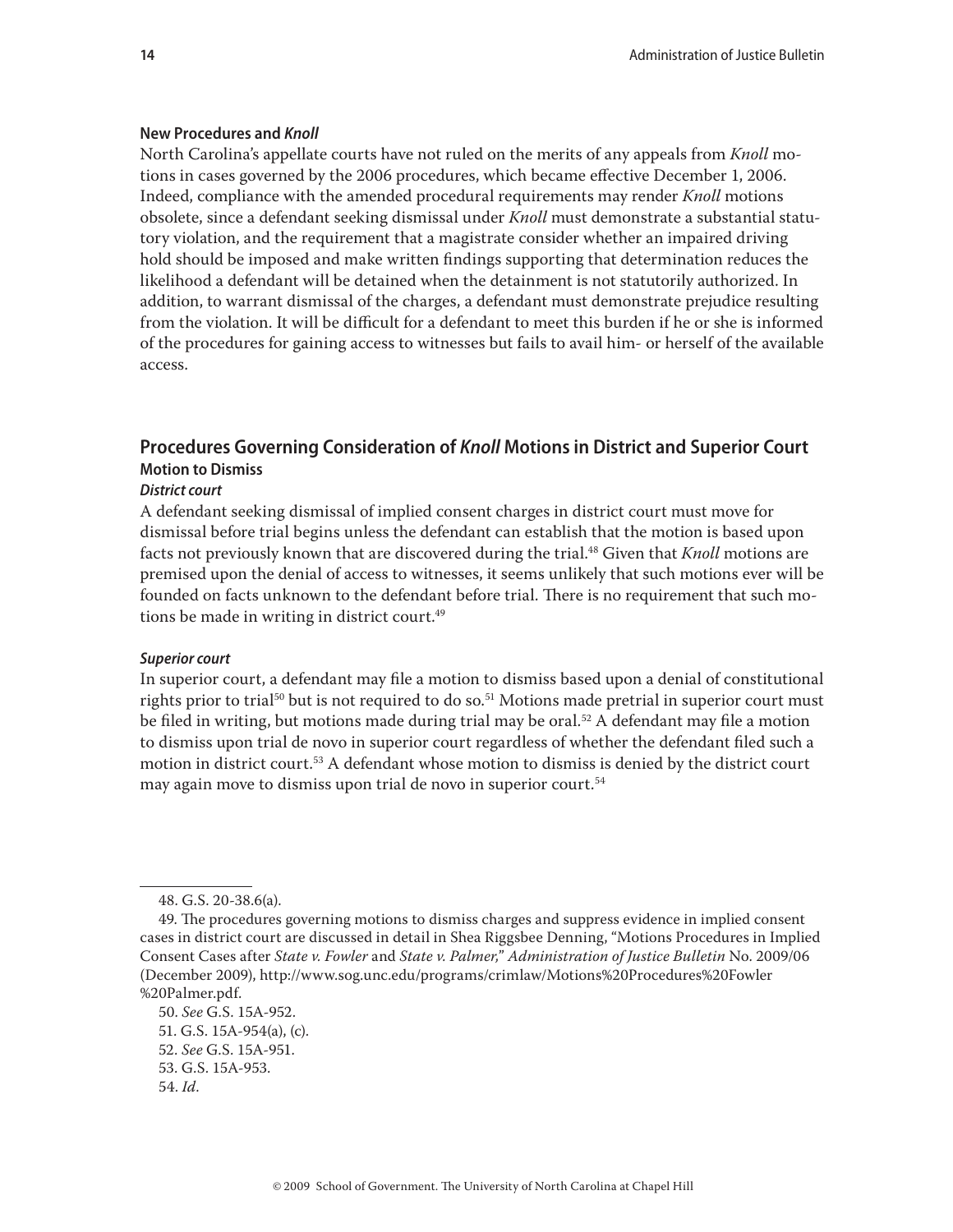#### New Procedures and *Knoll*

North Carolina's appellate courts have not ruled on the merits of any appeals from *Knoll* motions in cases governed by the 2006 procedures, which became effective December 1, 2006. Indeed, compliance with the amended procedural requirements may render *Knoll* motions obsolete, since a defendant seeking dismissal under *Knoll* must demonstrate a substantial statutory violation, and the requirement that a magistrate consider whether an impaired driving hold should be imposed and make written findings supporting that determination reduces the likelihood a defendant will be detained when the detainment is not statutorily authorized. In addition, to warrant dismissal of the charges, a defendant must demonstrate prejudice resulting from the violation. It will be difficult for a defendant to meet this burden if he or she is informed of the procedures for gaining access to witnesses but fails to avail him- or herself of the available access.

## Procedures Governing Consideration of *Knoll* Motions in District and Superior Court

### Motion to Dismiss

#### *District court*

A defendant seeking dismissal of implied consent charges in district court must move for dismissal before trial begins unless the defendant can establish that the motion is based upon facts not previously known that are discovered during the trial.[48] Given that *Knoll* motions are premised upon the denial of access to witnesses, it seems unlikely that such motions ever will be founded on facts unknown to the defendant before trial. There is no requirement that such motions be made in writing in district court.[49]

#### *Superior court*

In superior court, a defendant may file a motion to dismiss based upon a denial of constitutional rights prior to trial[50] but is not required to do so.[51] Motions made pretrial in superior court must be filed in writing, but motions made during trial may be oral.[52] A defendant may file a motion to dismiss upon trial de novo in superior court regardless of whether the defendant filed such a motion in district court.[53] A defendant whose motion to dismiss is denied by the district court may again move to dismiss upon trial de novo in superior court.[54]

---

48. G.S. 20-38.6(a).

49. The procedures governing motions to dismiss charges and suppress evidence in implied consent cases in district court are discussed in detail in Shea Riggsbee Denning, "Motions Procedures in Implied Consent Cases after *State v. Fowler* and *State v. Palmer*," *Administration of Justice Bulletin* No. 2009/06 (December 2009), http://www.sog.unc.edu/programs/crimlaw/Motions%20Procedures%20Fowler%20Palmer.pdf.

50. *See* G.S. 15A-952.

51. G.S. 15A-954(a), (c).

52. *See* G.S. 15A-951.

53. G.S. 15A-953.

54. *Id*.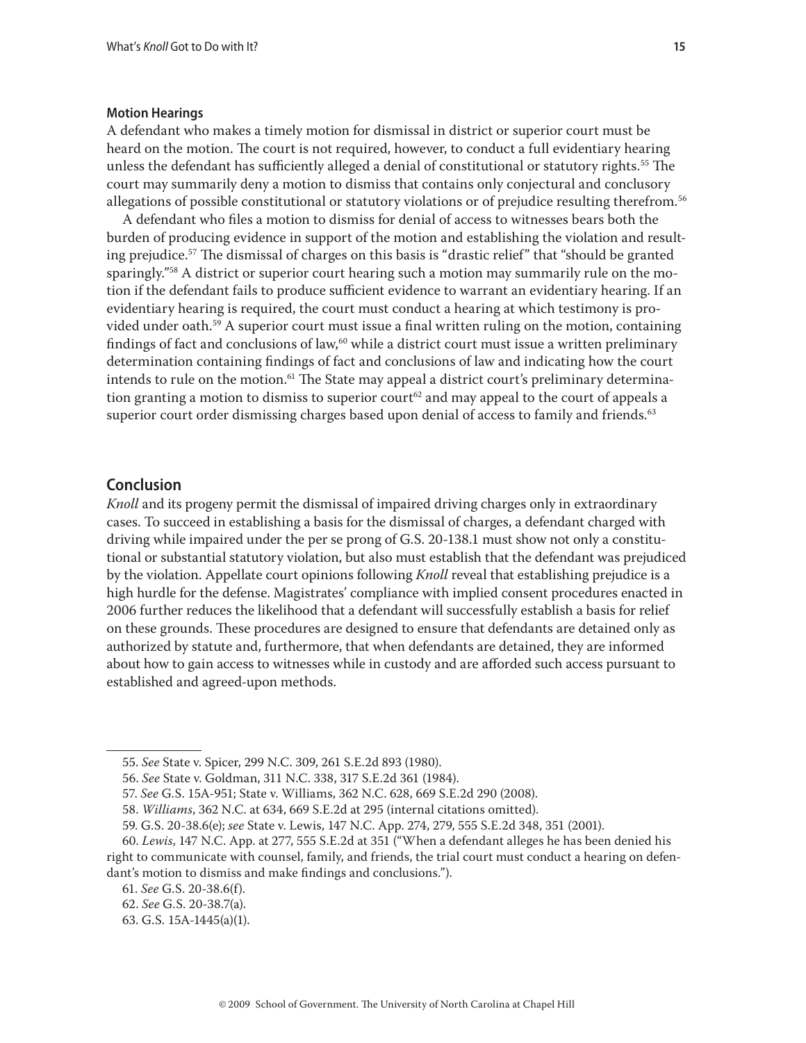### Motion Hearings

A defendant who makes a timely motion for dismissal in district or superior court must be heard on the motion. The court is not required, however, to conduct a full evidentiary hearing unless the defendant has sufficiently alleged a denial of constitutional or statutory rights.[55] The court may summarily deny a motion to dismiss that contains only conjectural and conclusory allegations of possible constitutional or statutory violations or of prejudice resulting therefrom.[56]

A defendant who files a motion to dismiss for denial of access to witnesses bears both the burden of producing evidence in support of the motion and establishing the violation and resulting prejudice.[57] The dismissal of charges on this basis is "drastic relief" that "should be granted sparingly."[58] A district or superior court hearing such a motion may summarily rule on the motion if the defendant fails to produce sufficient evidence to warrant an evidentiary hearing. If an evidentiary hearing is required, the court must conduct a hearing at which testimony is provided under oath.[59] A superior court must issue a final written ruling on the motion, containing findings of fact and conclusions of law,[60] while a district court must issue a written preliminary determination containing findings of fact and conclusions of law and indicating how the court intends to rule on the motion.[61] The State may appeal a district court's preliminary determination granting a motion to dismiss to superior court[62] and may appeal to the court of appeals a superior court order dismissing charges based upon denial of access to family and friends.[63]

## Conclusion

*Knoll* and its progeny permit the dismissal of impaired driving charges only in extraordinary cases. To succeed in establishing a basis for the dismissal of charges, a defendant charged with driving while impaired under the per se prong of G.S. 20-138.1 must show not only a constitutional or substantial statutory violation, but also must establish that the defendant was prejudiced by the violation. Appellate court opinions following *Knoll* reveal that establishing prejudice is a high hurdle for the defense. Magistrates' compliance with implied consent procedures enacted in 2006 further reduces the likelihood that a defendant will successfully establish a basis for relief on these grounds. These procedures are designed to ensure that defendants are detained only as authorized by statute and, furthermore, that when defendants are detained, they are informed about how to gain access to witnesses while in custody and are afforded such access pursuant to established and agreed-upon methods.

---

55. *See* State v. Spicer, 299 N.C. 309, 261 S.E.2d 893 (1980).

56. *See* State v. Goldman, 311 N.C. 338, 317 S.E.2d 361 (1984).

57. *See* G.S. 15A-951; State v. Williams, 362 N.C. 628, 669 S.E.2d 290 (2008).

58. *Williams*, 362 N.C. at 634, 669 S.E.2d at 295 (internal citations omitted).

59. G.S. 20-38.6(e); *see* State v. Lewis, 147 N.C. App. 274, 279, 555 S.E.2d 348, 351 (2001).

60. *Lewis*, 147 N.C. App. at 277, 555 S.E.2d at 351 ("When a defendant alleges he has been denied his right to communicate with counsel, family, and friends, the trial court must conduct a hearing on defendant's motion to dismiss and make findings and conclusions.").

61. *See* G.S. 20-38.6(f).

62. *See* G.S. 20-38.7(a).

63. G.S. 15A-1445(a)(1).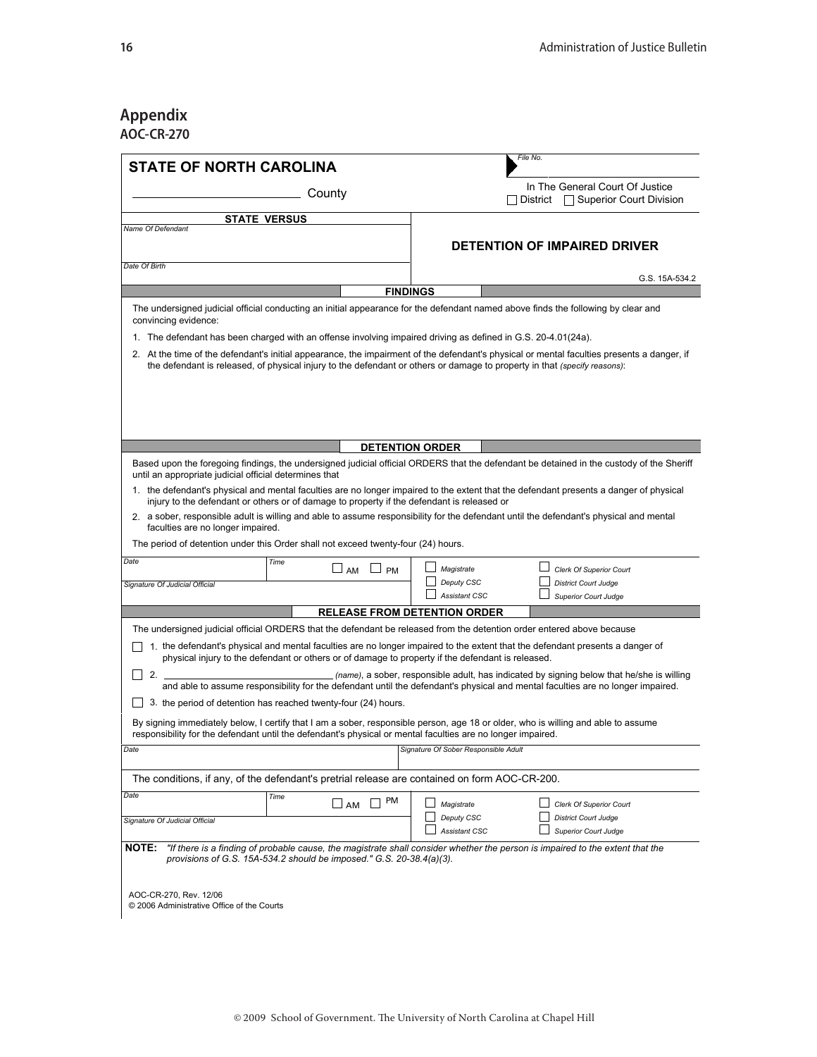## Appendix

### AOC-CR-270

**STATE OF NORTH CAROLINA**

File No.

_______________ County

In The General Court Of Justice
☐ District ☐ Superior Court Division

**STATE VERSUS**

Name Of Defendant

Date Of Birth

**DETENTION OF IMPAIRED DRIVER**

G.S. 15A-534.2

**FINDINGS**

The undersigned judicial official conducting an initial appearance for the defendant named above finds the following by clear and convincing evidence:

1. The defendant has been charged with an offense involving impaired driving as defined in G.S. 20-4.01(24a).
2. At the time of the defendant's initial appearance, the impairment of the defendant's physical or mental faculties presents a danger, if the defendant is released, of physical injury to the defendant or others or damage to property in that *(specify reasons)*:

**DETENTION ORDER**

Based upon the foregoing findings, the undersigned judicial official ORDERS that the defendant be detained in the custody of the Sheriff until an appropriate judicial official determines that

1. the defendant's physical and mental faculties are no longer impaired to the extent that the defendant presents a danger of physical injury to the defendant or others or of damage to property if the defendant is released or
2. a sober, responsible adult is willing and able to assume responsibility for the defendant until the defendant's physical and mental faculties are no longer impaired.

The period of detention under this Order shall not exceed twenty-four (24) hours.

| Date | Time ☐ AM ☐ PM | ☐ Magistrate | ☐ Clerk Of Superior Court |
|---|---|---|---|
| Signature Of Judicial Official | | ☐ Deputy CSC | ☐ District Court Judge |
| | | ☐ Assistant CSC | ☐ Superior Court Judge |

**RELEASE FROM DETENTION ORDER**

The undersigned judicial official ORDERS that the defendant be released from the detention order entered above because

☐ 1. the defendant's physical and mental faculties are no longer impaired to the extent that the defendant presents a danger of physical injury to the defendant or others or of damage to property if the defendant is released.

☐ 2. _______________ *(name)*, a sober, responsible adult, has indicated by signing below that he/she is willing and able to assume responsibility for the defendant until the defendant's physical and mental faculties are no longer impaired.

☐ 3. the period of detention has reached twenty-four (24) hours.

By signing immediately below, I certify that I am a sober, responsible person, age 18 or older, who is willing and able to assume responsibility for the defendant until the defendant's physical or mental faculties are no longer impaired.

| Date | Signature Of Sober Responsible Adult |
|---|---|

The conditions, if any, of the defendant's pretrial release are contained on form AOC-CR-200.

| Date | Time ☐ AM ☐ PM | ☐ Magistrate | ☐ Clerk Of Superior Court |
|---|---|---|---|
| Signature Of Judicial Official | | ☐ Deputy CSC | ☐ District Court Judge |
| | | ☐ Assistant CSC | ☐ Superior Court Judge |

**NOTE:** *"If there is a finding of probable cause, the magistrate shall consider whether the person is impaired to the extent that the provisions of G.S. 15A-534.2 should be imposed." G.S. 20-38.4(a)(3).*

AOC-CR-270, Rev. 12/06
© 2006 Administrative Office of the Courts

© 2009 School of Government. The University of North Carolina at Chapel Hill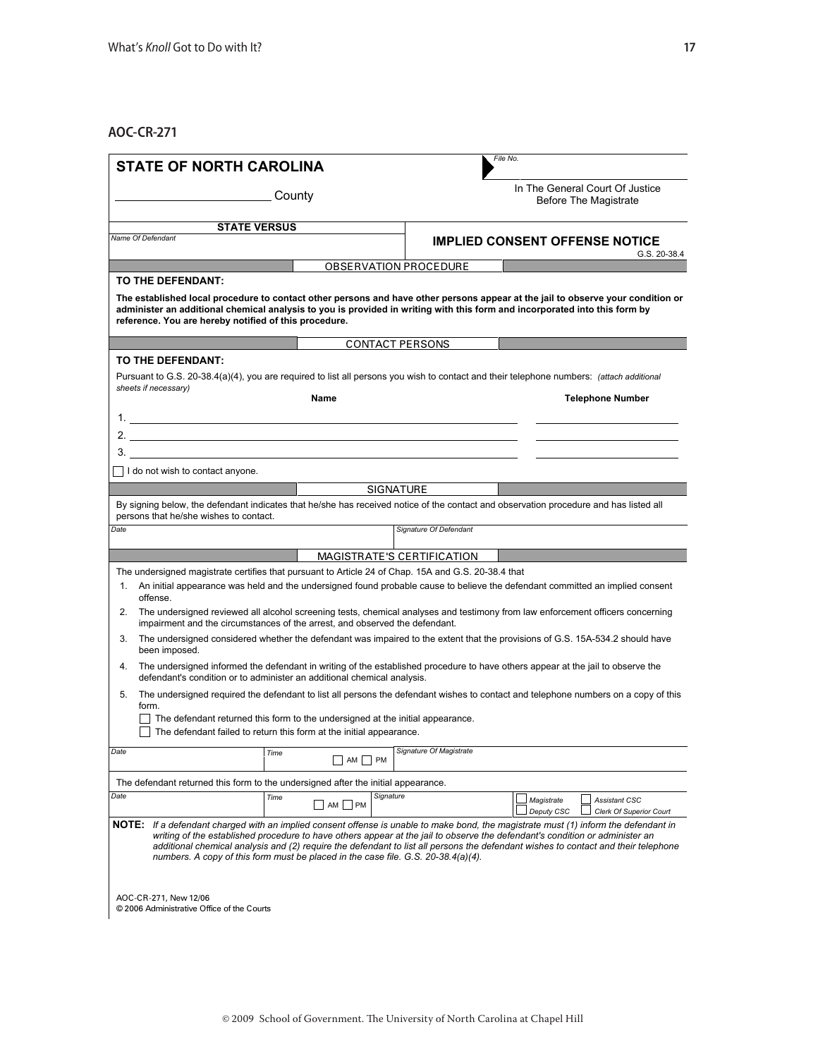## AOC-CR-271

**STATE OF NORTH CAROLINA**

File No.

_______________ County

In The General Court Of Justice
Before The Magistrate

**STATE VERSUS**

*Name Of Defendant*

**IMPLIED CONSENT OFFENSE NOTICE**
G.S. 20-38.4

### OBSERVATION PROCEDURE

**TO THE DEFENDANT:**

**The established local procedure to contact other persons and have other persons appear at the jail to observe your condition or administer an additional chemical analysis to you is provided in writing with this form and incorporated into this form by reference. You are hereby notified of this procedure.**

### CONTACT PERSONS

**TO THE DEFENDANT:**

Pursuant to G.S. 20-38.4(a)(4), you are required to list all persons you wish to contact and their telephone numbers: *(attach additional sheets if necessary)*

| | **Name** | **Telephone Number** |
|---|---|---|
| 1. | | |
| 2. | | |
| 3. | | |

☐ I do not wish to contact anyone.

### SIGNATURE

By signing below, the defendant indicates that he/she has received notice of the contact and observation procedure and has listed all persons that he/she wishes to contact.

| *Date* | *Signature Of Defendant* |
|---|---|
| | |

### MAGISTRATE'S CERTIFICATION

The undersigned magistrate certifies that pursuant to Article 24 of Chap. 15A and G.S. 20-38.4 that

1. An initial appearance was held and the undersigned found probable cause to believe the defendant committed an implied consent offense.
2. The undersigned reviewed all alcohol screening tests, chemical analyses and testimony from law enforcement officers concerning impairment and the circumstances of the arrest, and observed the defendant.
3. The undersigned considered whether the defendant was impaired to the extent that the provisions of G.S. 15A-534.2 should have been imposed.
4. The undersigned informed the defendant in writing of the established procedure to have others appear at the jail to observe the defendant's condition or to administer an additional chemical analysis.
5. The undersigned required the defendant to list all persons the defendant wishes to contact and telephone numbers on a copy of this form.
   - ☐ The defendant returned this form to the undersigned at the initial appearance.
   - ☐ The defendant failed to return this form at the initial appearance.

| *Date* | *Time* ☐ AM ☐ PM | *Signature Of Magistrate* |
|---|---|---|
| | | |

The defendant returned this form to the undersigned after the initial appearance.

| *Date* | *Time* ☐ AM ☐ PM | *Signature* | ☐ *Magistrate* ☐ *Deputy CSC* ☐ *Assistant CSC* ☐ *Clerk Of Superior Court* |
|---|---|---|---|
| | | | |

**NOTE:** *If a defendant charged with an implied consent offense is unable to make bond, the magistrate must (1) inform the defendant in writing of the established procedure to have others appear at the jail to observe the defendant's condition or administer an additional chemical analysis and (2) require the defendant to list all persons the defendant wishes to contact and their telephone numbers. A copy of this form must be placed in the case file. G.S. 20-38.4(a)(4).*

AOC-CR-271, New 12/06
© 2006 Administrative Office of the Courts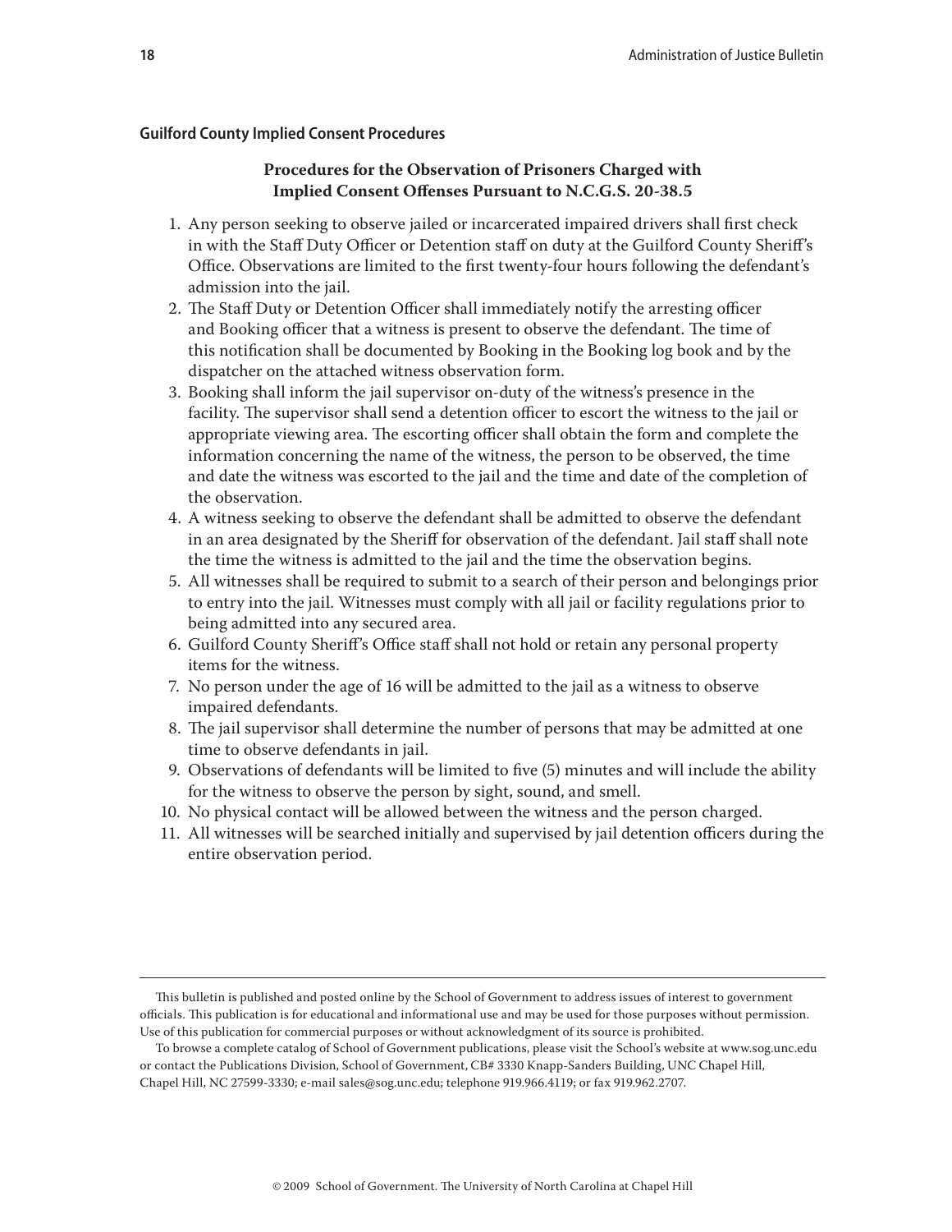### Guilford County Implied Consent Procedures

**Procedures for the Observation of Prisoners Charged with Implied Consent Offenses Pursuant to N.C.G.S. 20-38.5**

1. Any person seeking to observe jailed or incarcerated impaired drivers shall first check in with the Staff Duty Officer or Detention staff on duty at the Guilford County Sheriff's Office. Observations are limited to the first twenty-four hours following the defendant's admission into the jail.
2. The Staff Duty or Detention Officer shall immediately notify the arresting officer and Booking officer that a witness is present to observe the defendant. The time of this notification shall be documented by Booking in the Booking log book and by the dispatcher on the attached witness observation form.
3. Booking shall inform the jail supervisor on-duty of the witness's presence in the facility. The supervisor shall send a detention officer to escort the witness to the jail or appropriate viewing area. The escorting officer shall obtain the form and complete the information concerning the name of the witness, the person to be observed, the time and date the witness was escorted to the jail and the time and date of the completion of the observation.
4. A witness seeking to observe the defendant shall be admitted to observe the defendant in an area designated by the Sheriff for observation of the defendant. Jail staff shall note the time the witness is admitted to the jail and the time the observation begins.
5. All witnesses shall be required to submit to a search of their person and belongings prior to entry into the jail. Witnesses must comply with all jail or facility regulations prior to being admitted into any secured area.
6. Guilford County Sheriff's Office staff shall not hold or retain any personal property items for the witness.
7. No person under the age of 16 will be admitted to the jail as a witness to observe impaired defendants.
8. The jail supervisor shall determine the number of persons that may be admitted at one time to observe defendants in jail.
9. Observations of defendants will be limited to five (5) minutes and will include the ability for the witness to observe the person by sight, sound, and smell.
10. No physical contact will be allowed between the witness and the person charged.
11. All witnesses will be searched initially and supervised by jail detention officers during the entire observation period.

---

This bulletin is published and posted online by the School of Government to address issues of interest to government officials. This publication is for educational and informational use and may be used for those purposes without permission. Use of this publication for commercial purposes or without acknowledgment of its source is prohibited.

To browse a complete catalog of School of Government publications, please visit the School's website at www.sog.unc.edu or contact the Publications Division, School of Government, CB# 3330 Knapp-Sanders Building, UNC Chapel Hill, Chapel Hill, NC 27599-3330; e-mail sales@sog.unc.edu; telephone 919.966.4119; or fax 919.962.2707.

© 2009 School of Government. The University of North Carolina at Chapel Hill